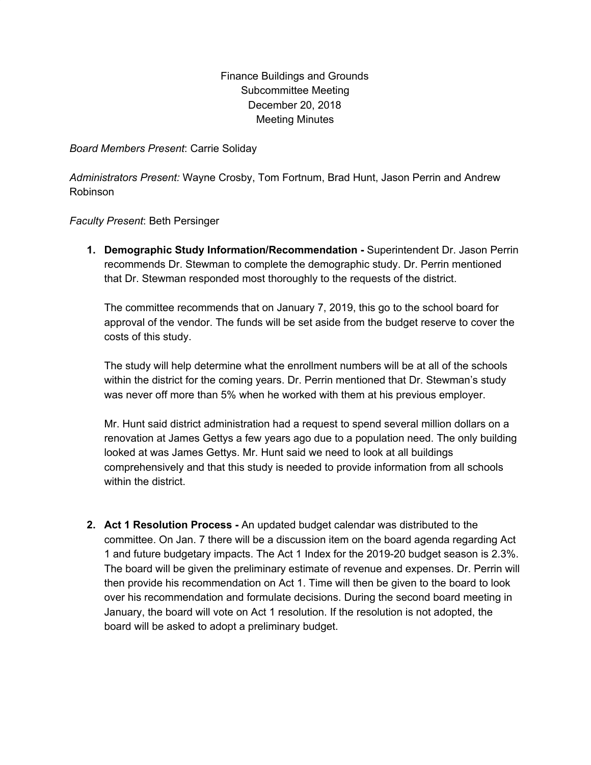Finance Buildings and Grounds
Subcommittee Meeting
December 20, 2018
Meeting Minutes

*Board Members Present*: Carrie Soliday

*Administrators Present:* Wayne Crosby, Tom Fortnum, Brad Hunt, Jason Perrin and Andrew Robinson

*Faculty Present*: Beth Persinger

1. **Demographic Study Information/Recommendation -** Superintendent Dr. Jason Perrin recommends Dr. Stewman to complete the demographic study. Dr. Perrin mentioned that Dr. Stewman responded most thoroughly to the requests of the district.

   The committee recommends that on January 7, 2019, this go to the school board for approval of the vendor. The funds will be set aside from the budget reserve to cover the costs of this study.

   The study will help determine what the enrollment numbers will be at all of the schools within the district for the coming years. Dr. Perrin mentioned that Dr. Stewman's study was never off more than 5% when he worked with them at his previous employer.

   Mr. Hunt said district administration had a request to spend several million dollars on a renovation at James Gettys a few years ago due to a population need. The only building looked at was James Gettys. Mr. Hunt said we need to look at all buildings comprehensively and that this study is needed to provide information from all schools within the district.

2. **Act 1 Resolution Process -** An updated budget calendar was distributed to the committee. On Jan. 7 there will be a discussion item on the board agenda regarding Act 1 and future budgetary impacts. The Act 1 Index for the 2019-20 budget season is 2.3%. The board will be given the preliminary estimate of revenue and expenses. Dr. Perrin will then provide his recommendation on Act 1. Time will then be given to the board to look over his recommendation and formulate decisions. During the second board meeting in January, the board will vote on Act 1 resolution. If the resolution is not adopted, the board will be asked to adopt a preliminary budget.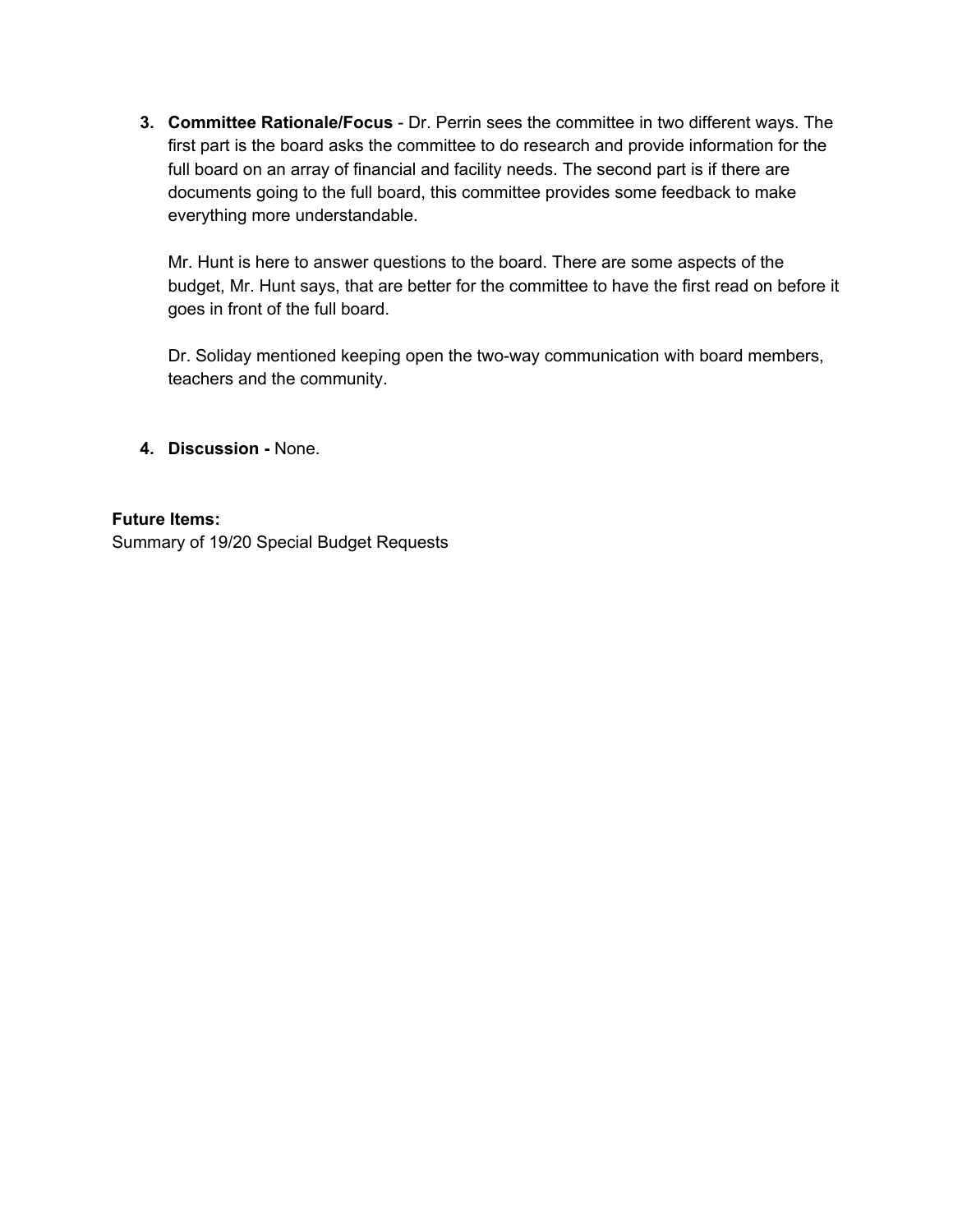3. **Committee Rationale/Focus** - Dr. Perrin sees the committee in two different ways. The first part is the board asks the committee to do research and provide information for the full board on an array of financial and facility needs. The second part is if there are documents going to the full board, this committee provides some feedback to make everything more understandable.

   Mr. Hunt is here to answer questions to the board. There are some aspects of the budget, Mr. Hunt says, that are better for the committee to have the first read on before it goes in front of the full board.

   Dr. Soliday mentioned keeping open the two-way communication with board members, teachers and the community.

4. **Discussion -** None.

**Future Items:**
Summary of 19/20 Special Budget Requests